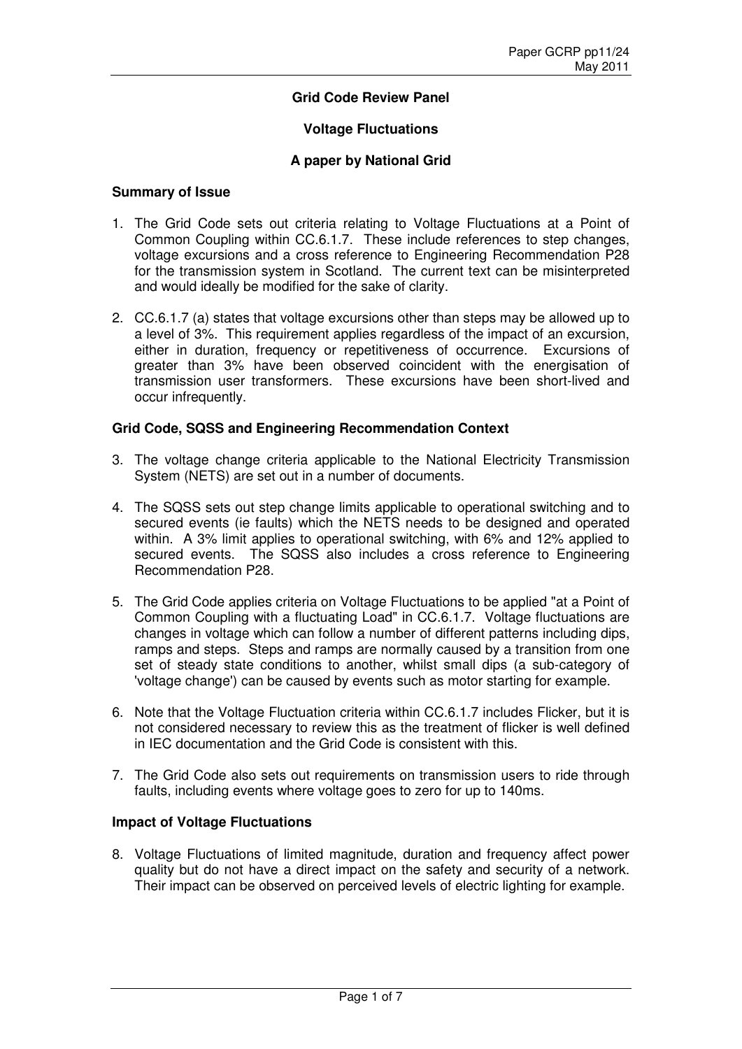**Grid Code Review Panel**

**Voltage Fluctuations**

**A paper by National Grid**

**Summary of Issue**

1. The Grid Code sets out criteria relating to Voltage Fluctuations at a Point of Common Coupling within CC.6.1.7. These include references to step changes, voltage excursions and a cross reference to Engineering Recommendation P28 for the transmission system in Scotland. The current text can be misinterpreted and would ideally be modified for the sake of clarity.

2. CC.6.1.7 (a) states that voltage excursions other than steps may be allowed up to a level of 3%. This requirement applies regardless of the impact of an excursion, either in duration, frequency or repetitiveness of occurrence. Excursions of greater than 3% have been observed coincident with the energisation of transmission user transformers. These excursions have been short-lived and occur infrequently.

**Grid Code, SQSS and Engineering Recommendation Context**

3. The voltage change criteria applicable to the National Electricity Transmission System (NETS) are set out in a number of documents.

4. The SQSS sets out step change limits applicable to operational switching and to secured events (ie faults) which the NETS needs to be designed and operated within. A 3% limit applies to operational switching, with 6% and 12% applied to secured events. The SQSS also includes a cross reference to Engineering Recommendation P28.

5. The Grid Code applies criteria on Voltage Fluctuations to be applied "at a Point of Common Coupling with a fluctuating Load" in CC.6.1.7. Voltage fluctuations are changes in voltage which can follow a number of different patterns including dips, ramps and steps. Steps and ramps are normally caused by a transition from one set of steady state conditions to another, whilst small dips (a sub-category of 'voltage change') can be caused by events such as motor starting for example.

6. Note that the Voltage Fluctuation criteria within CC.6.1.7 includes Flicker, but it is not considered necessary to review this as the treatment of flicker is well defined in IEC documentation and the Grid Code is consistent with this.

7. The Grid Code also sets out requirements on transmission users to ride through faults, including events where voltage goes to zero for up to 140ms.

**Impact of Voltage Fluctuations**

8. Voltage Fluctuations of limited magnitude, duration and frequency affect power quality but do not have a direct impact on the safety and security of a network. Their impact can be observed on perceived levels of electric lighting for example.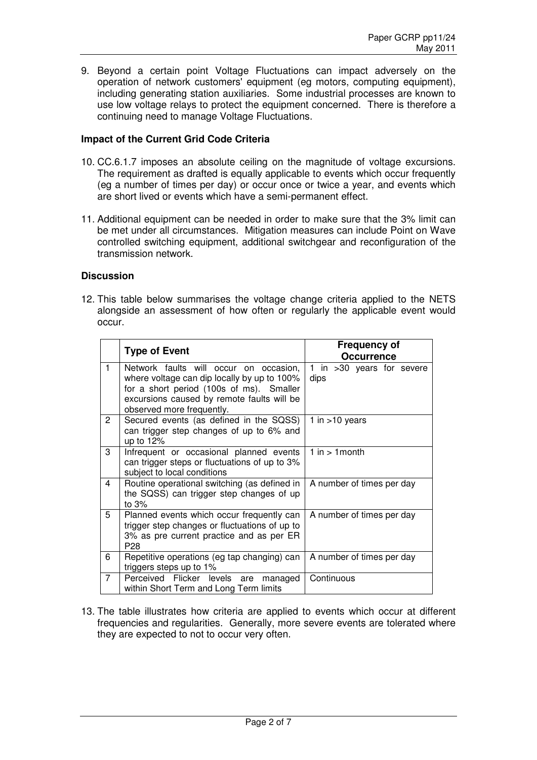9. Beyond a certain point Voltage Fluctuations can impact adversely on the operation of network customers' equipment (eg motors, computing equipment), including generating station auxiliaries. Some industrial processes are known to use low voltage relays to protect the equipment concerned. There is therefore a continuing need to manage Voltage Fluctuations.

**Impact of the Current Grid Code Criteria**

10. CC.6.1.7 imposes an absolute ceiling on the magnitude of voltage excursions. The requirement as drafted is equally applicable to events which occur frequently (eg a number of times per day) or occur once or twice a year, and events which are short lived or events which have a semi-permanent effect.

11. Additional equipment can be needed in order to make sure that the 3% limit can be met under all circumstances. Mitigation measures can include Point on Wave controlled switching equipment, additional switchgear and reconfiguration of the transmission network.

**Discussion**

12. This table below summarises the voltage change criteria applied to the NETS alongside an assessment of how often or regularly the applicable event would occur.

| | Type of Event | Frequency of Occurrence |
|---|---|---|
| 1 | Network faults will occur on occasion, where voltage can dip locally by up to 100% for a short period (100s of ms). Smaller excursions caused by remote faults will be observed more frequently. | 1 in >30 years for severe dips |
| 2 | Secured events (as defined in the SQSS) can trigger step changes of up to 6% and up to 12% | 1 in >10 years |
| 3 | Infrequent or occasional planned events can trigger steps or fluctuations of up to 3% subject to local conditions | 1 in > 1month |
| 4 | Routine operational switching (as defined in the SQSS) can trigger step changes of up to 3% | A number of times per day |
| 5 | Planned events which occur frequently can trigger step changes or fluctuations of up to 3% as pre current practice and as per ER P28 | A number of times per day |
| 6 | Repetitive operations (eg tap changing) can triggers steps up to 1% | A number of times per day |
| 7 | Perceived Flicker levels are managed within Short Term and Long Term limits | Continuous |

13. The table illustrates how criteria are applied to events which occur at different frequencies and regularities. Generally, more severe events are tolerated where they are expected to not to occur very often.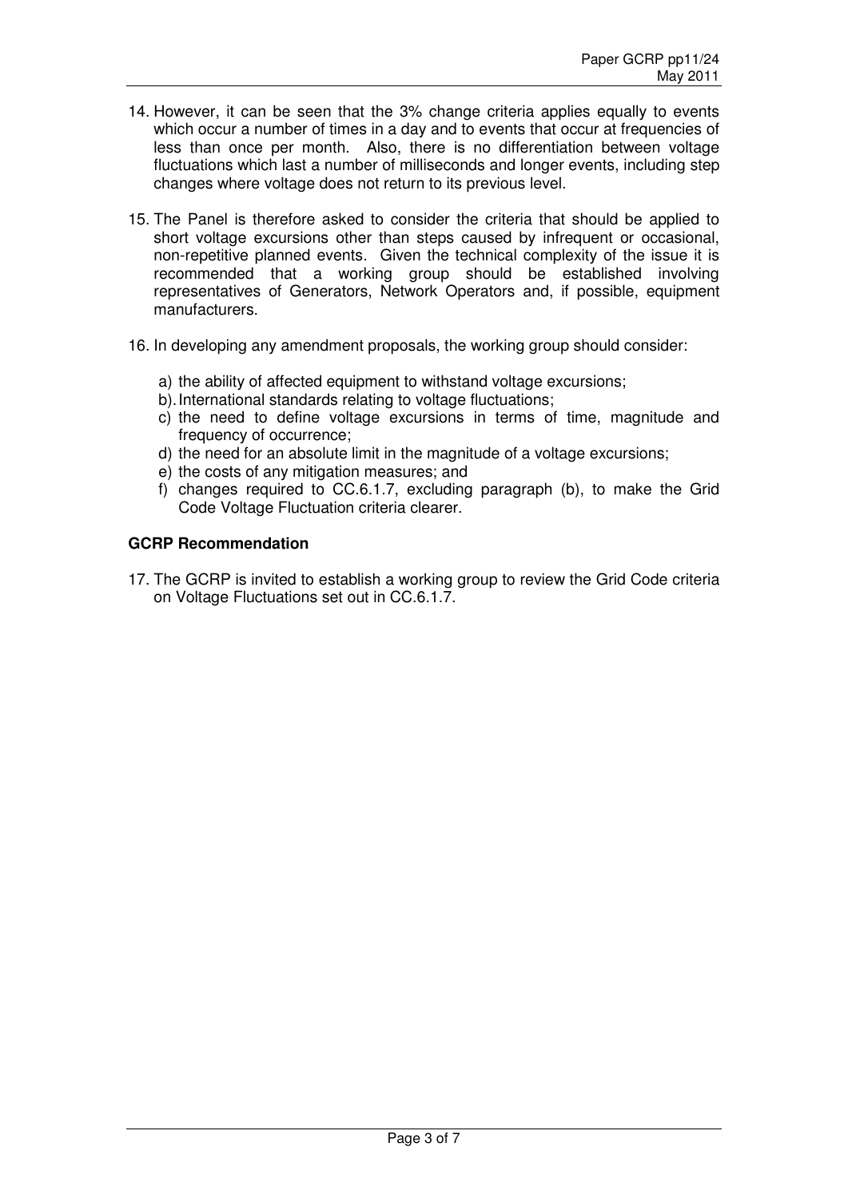14. However, it can be seen that the 3% change criteria applies equally to events which occur a number of times in a day and to events that occur at frequencies of less than once per month. Also, there is no differentiation between voltage fluctuations which last a number of milliseconds and longer events, including step changes where voltage does not return to its previous level.

15. The Panel is therefore asked to consider the criteria that should be applied to short voltage excursions other than steps caused by infrequent or occasional, non-repetitive planned events. Given the technical complexity of the issue it is recommended that a working group should be established involving representatives of Generators, Network Operators and, if possible, equipment manufacturers.

16. In developing any amendment proposals, the working group should consider:

    a) the ability of affected equipment to withstand voltage excursions;
    b). International standards relating to voltage fluctuations;
    c) the need to define voltage excursions in terms of time, magnitude and frequency of occurrence;
    d) the need for an absolute limit in the magnitude of a voltage excursions;
    e) the costs of any mitigation measures; and
    f) changes required to CC.6.1.7, excluding paragraph (b), to make the Grid Code Voltage Fluctuation criteria clearer.

**GCRP Recommendation**

17. The GCRP is invited to establish a working group to review the Grid Code criteria on Voltage Fluctuations set out in CC.6.1.7.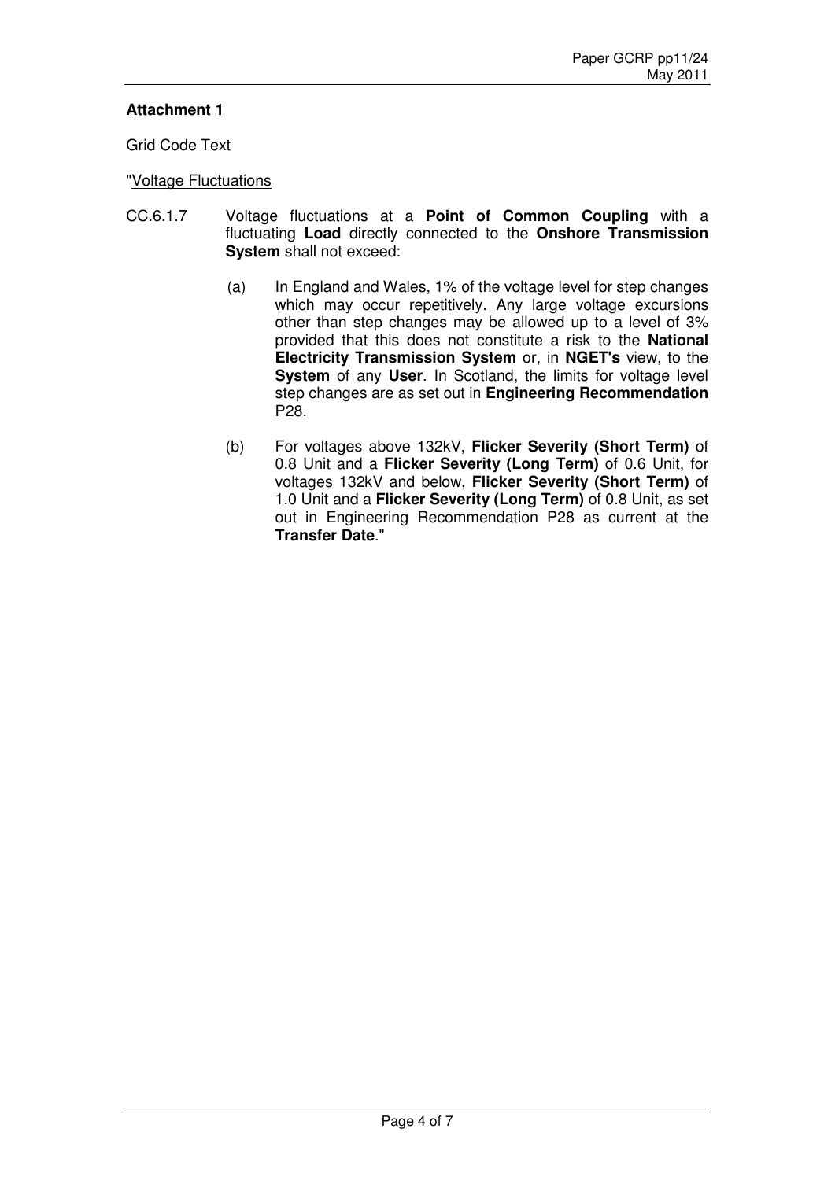**Attachment 1**

Grid Code Text

"Voltage Fluctuations

CC.6.1.7 Voltage fluctuations at a **Point of Common Coupling** with a fluctuating **Load** directly connected to the **Onshore Transmission System** shall not exceed:

(a) In England and Wales, 1% of the voltage level for step changes which may occur repetitively. Any large voltage excursions other than step changes may be allowed up to a level of 3% provided that this does not constitute a risk to the **National Electricity Transmission System** or, in **NGET's** view, to the **System** of any **User**. In Scotland, the limits for voltage level step changes are as set out in **Engineering Recommendation** P28.

(b) For voltages above 132kV, **Flicker Severity (Short Term)** of 0.8 Unit and a **Flicker Severity (Long Term)** of 0.6 Unit, for voltages 132kV and below, **Flicker Severity (Short Term)** of 1.0 Unit and a **Flicker Severity (Long Term)** of 0.8 Unit, as set out in Engineering Recommendation P28 as current at the **Transfer Date**."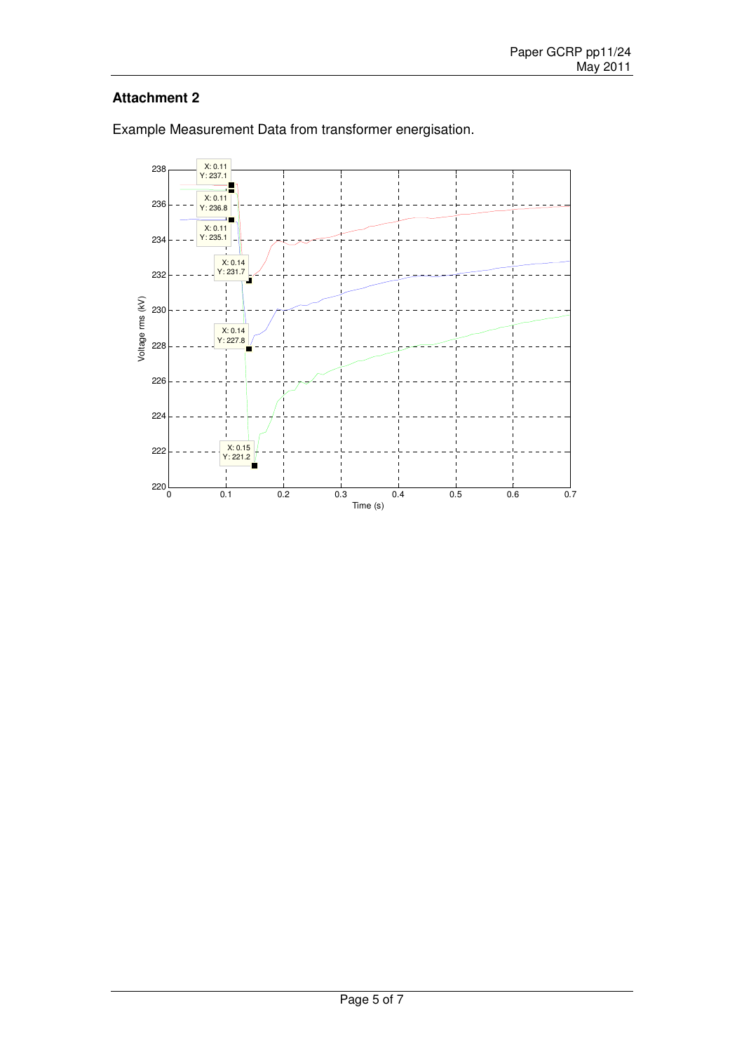## Attachment 2

Example Measurement Data from transformer energisation.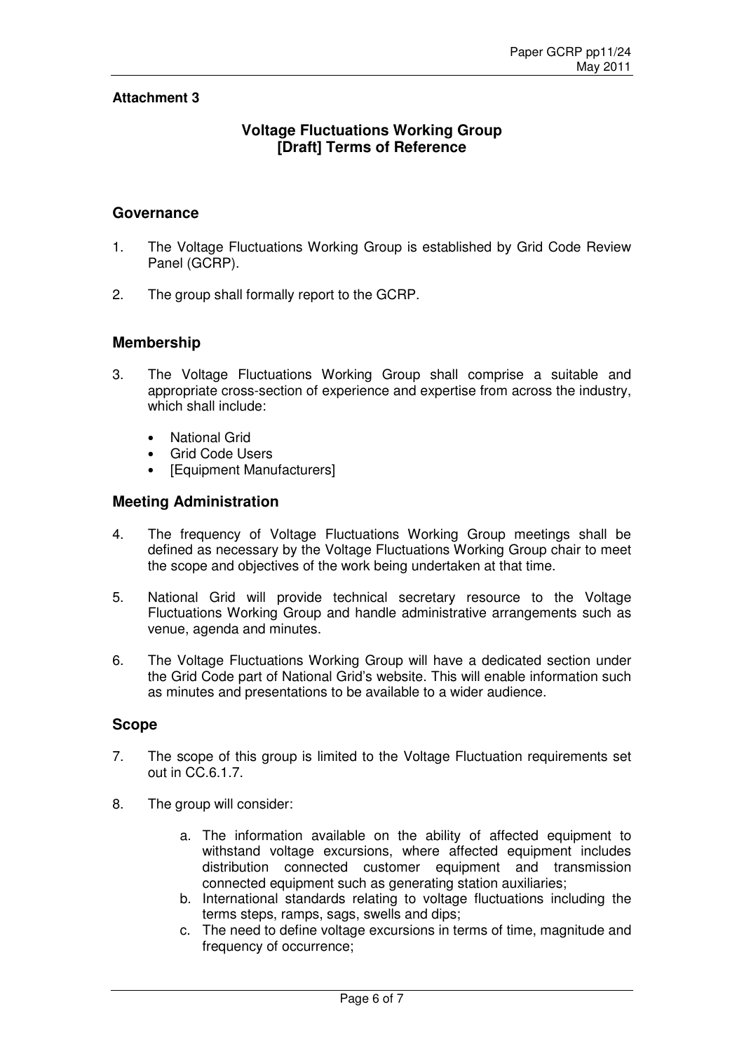**Attachment 3**

## Voltage Fluctuations Working Group
## [Draft] Terms of Reference

### Governance

1. The Voltage Fluctuations Working Group is established by Grid Code Review Panel (GCRP).
2. The group shall formally report to the GCRP.

### Membership

3. The Voltage Fluctuations Working Group shall comprise a suitable and appropriate cross-section of experience and expertise from across the industry, which shall include:
   - National Grid
   - Grid Code Users
   - [Equipment Manufacturers]

### Meeting Administration

4. The frequency of Voltage Fluctuations Working Group meetings shall be defined as necessary by the Voltage Fluctuations Working Group chair to meet the scope and objectives of the work being undertaken at that time.
5. National Grid will provide technical secretary resource to the Voltage Fluctuations Working Group and handle administrative arrangements such as venue, agenda and minutes.
6. The Voltage Fluctuations Working Group will have a dedicated section under the Grid Code part of National Grid's website. This will enable information such as minutes and presentations to be available to a wider audience.

### Scope

7. The scope of this group is limited to the Voltage Fluctuation requirements set out in CC.6.1.7.
8. The group will consider:
   a. The information available on the ability of affected equipment to withstand voltage excursions, where affected equipment includes distribution connected customer equipment and transmission connected equipment such as generating station auxiliaries;
   b. International standards relating to voltage fluctuations including the terms steps, ramps, sags, swells and dips;
   c. The need to define voltage excursions in terms of time, magnitude and frequency of occurrence;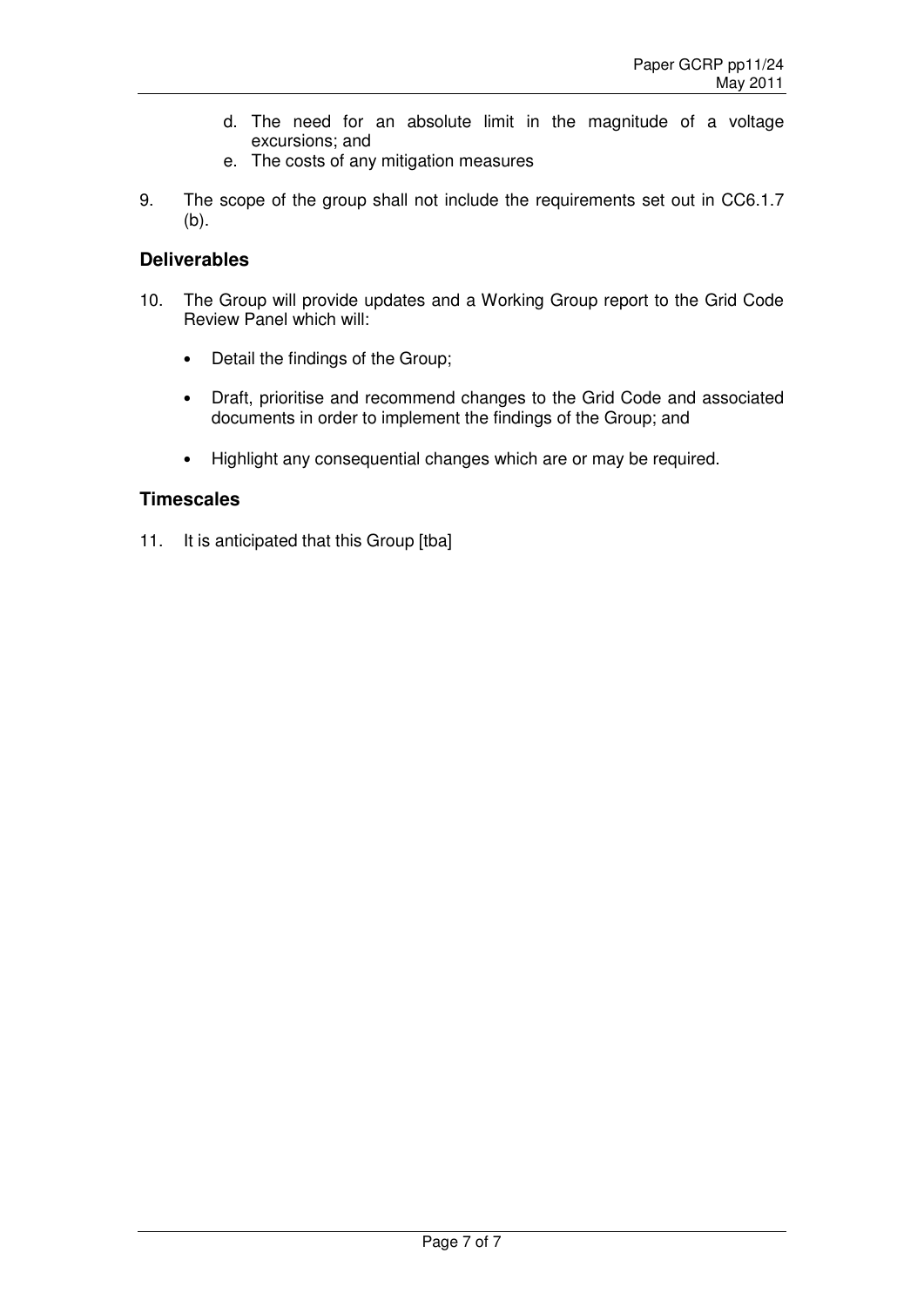d. The need for an absolute limit in the magnitude of a voltage excursions; and
e. The costs of any mitigation measures

9. The scope of the group shall not include the requirements set out in CC6.1.7 (b).

## Deliverables

10. The Group will provide updates and a Working Group report to the Grid Code Review Panel which will:

    - Detail the findings of the Group;
    - Draft, prioritise and recommend changes to the Grid Code and associated documents in order to implement the findings of the Group; and
    - Highlight any consequential changes which are or may be required.

## Timescales

11. It is anticipated that this Group [tba]